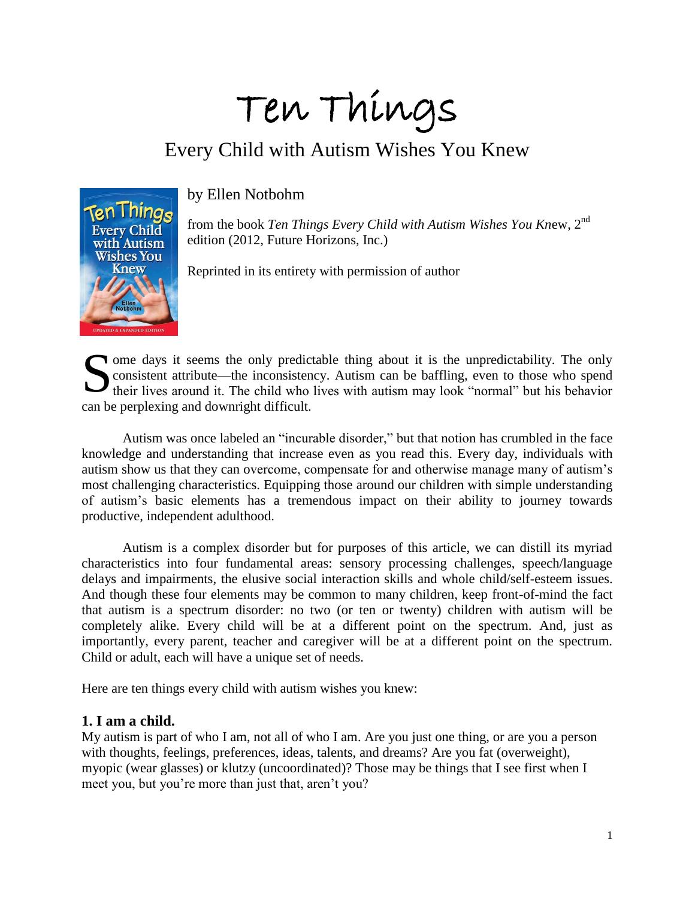# Ten Things

## Every Child with Autism Wishes You Knew

by Ellen Notbohm

from the book *Ten Things Every Child with Autism Wishes You Kn*ew, 2nd edition (2012, Future Horizons, Inc.)

Reprinted in its entirety with permission of author

Some days it seems the only predictable thing about it is the unpredictability. The only consistent attribute—the inconsistency. Autism can be baffling, even to those who spend their lives around it. The child who lives with autism may look "normal" but his behavior can be perplexing and downright difficult.

Autism was once labeled an "incurable disorder," but that notion has crumbled in the face knowledge and understanding that increase even as you read this. Every day, individuals with autism show us that they can overcome, compensate for and otherwise manage many of autism's most challenging characteristics. Equipping those around our children with simple understanding of autism's basic elements has a tremendous impact on their ability to journey towards productive, independent adulthood.

Autism is a complex disorder but for purposes of this article, we can distill its myriad characteristics into four fundamental areas: sensory processing challenges, speech/language delays and impairments, the elusive social interaction skills and whole child/self-esteem issues. And though these four elements may be common to many children, keep front-of-mind the fact that autism is a spectrum disorder: no two (or ten or twenty) children with autism will be completely alike. Every child will be at a different point on the spectrum. And, just as importantly, every parent, teacher and caregiver will be at a different point on the spectrum. Child or adult, each will have a unique set of needs.

Here are ten things every child with autism wishes you knew:

### 1. I am a child.

My autism is part of who I am, not all of who I am. Are you just one thing, or are you a person with thoughts, feelings, preferences, ideas, talents, and dreams? Are you fat (overweight), myopic (wear glasses) or klutzy (uncoordinated)? Those may be things that I see first when I meet you, but you're more than just that, aren't you?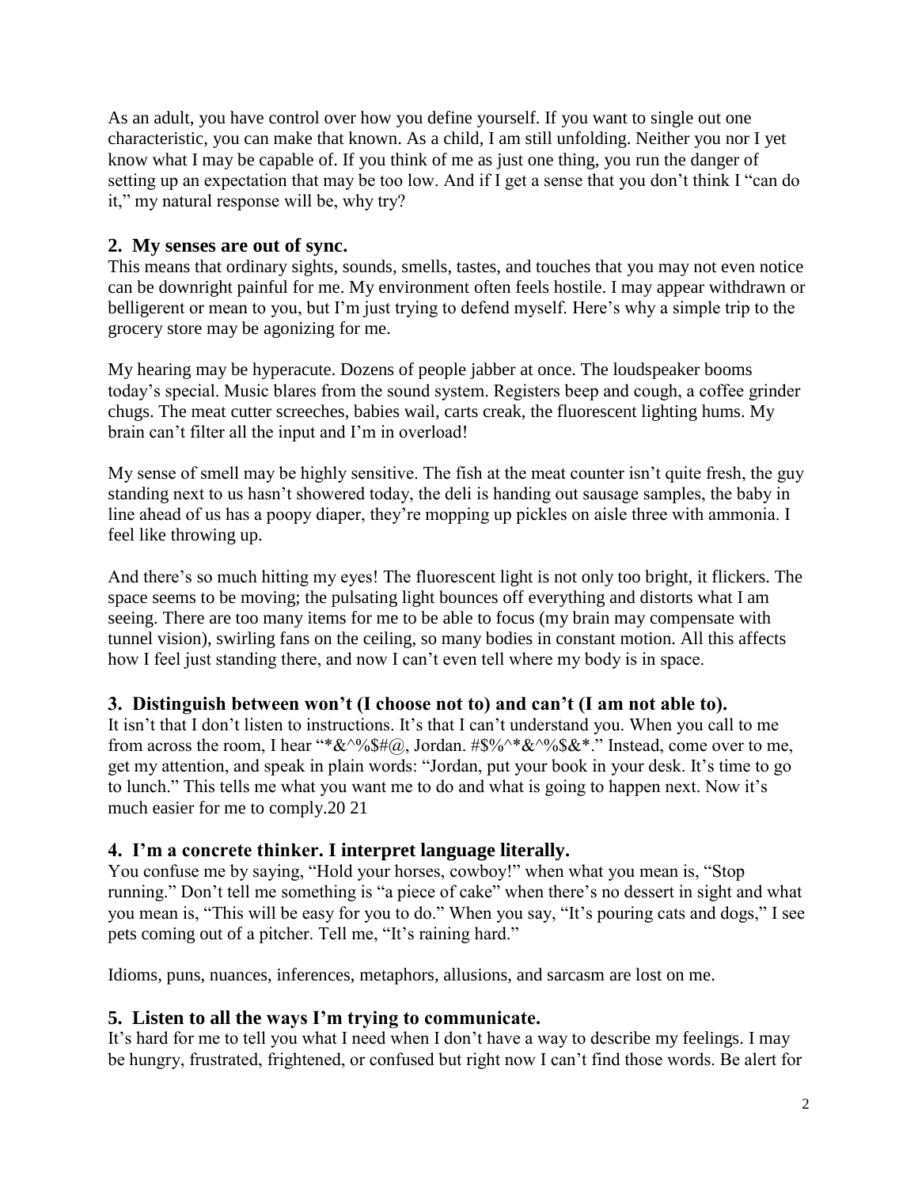As an adult, you have control over how you define yourself. If you want to single out one characteristic, you can make that known. As a child, I am still unfolding. Neither you nor I yet know what I may be capable of. If you think of me as just one thing, you run the danger of setting up an expectation that may be too low. And if I get a sense that you don't think I "can do it," my natural response will be, why try?

### 2. My senses are out of sync.

This means that ordinary sights, sounds, smells, tastes, and touches that you may not even notice can be downright painful for me. My environment often feels hostile. I may appear withdrawn or belligerent or mean to you, but I'm just trying to defend myself. Here's why a simple trip to the grocery store may be agonizing for me.

My hearing may be hyperacute. Dozens of people jabber at once. The loudspeaker booms today's special. Music blares from the sound system. Registers beep and cough, a coffee grinder chugs. The meat cutter screeches, babies wail, carts creak, the fluorescent lighting hums. My brain can't filter all the input and I'm in overload!

My sense of smell may be highly sensitive. The fish at the meat counter isn't quite fresh, the guy standing next to us hasn't showered today, the deli is handing out sausage samples, the baby in line ahead of us has a poopy diaper, they're mopping up pickles on aisle three with ammonia. I feel like throwing up.

And there's so much hitting my eyes! The fluorescent light is not only too bright, it flickers. The space seems to be moving; the pulsating light bounces off everything and distorts what I am seeing. There are too many items for me to be able to focus (my brain may compensate with tunnel vision), swirling fans on the ceiling, so many bodies in constant motion. All this affects how I feel just standing there, and now I can't even tell where my body is in space.

### 3. Distinguish between won't (I choose not to) and can't (I am not able to).

It isn't that I don't listen to instructions. It's that I can't understand you. When you call to me from across the room, I hear "*&^%$#@, Jordan. #$%^*&^%$&*." Instead, come over to me, get my attention, and speak in plain words: "Jordan, put your book in your desk. It's time to go to lunch." This tells me what you want me to do and what is going to happen next. Now it's much easier for me to comply.20 21

### 4. I'm a concrete thinker. I interpret language literally.

You confuse me by saying, "Hold your horses, cowboy!" when what you mean is, "Stop running." Don't tell me something is "a piece of cake" when there's no dessert in sight and what you mean is, "This will be easy for you to do." When you say, "It's pouring cats and dogs," I see pets coming out of a pitcher. Tell me, "It's raining hard."

Idioms, puns, nuances, inferences, metaphors, allusions, and sarcasm are lost on me.

### 5. Listen to all the ways I'm trying to communicate.

It's hard for me to tell you what I need when I don't have a way to describe my feelings. I may be hungry, frustrated, frightened, or confused but right now I can't find those words. Be alert for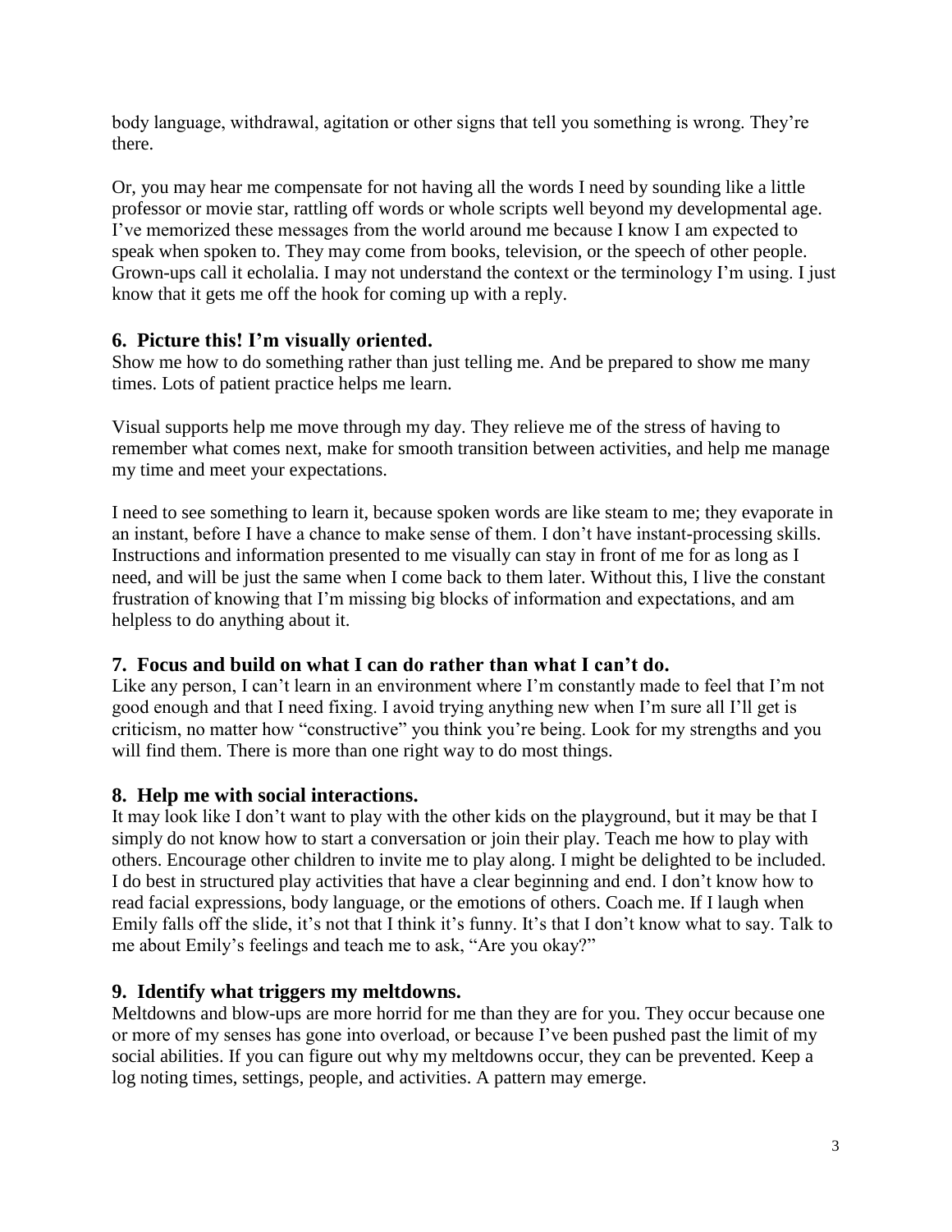body language, withdrawal, agitation or other signs that tell you something is wrong. They're there.

Or, you may hear me compensate for not having all the words I need by sounding like a little professor or movie star, rattling off words or whole scripts well beyond my developmental age. I've memorized these messages from the world around me because I know I am expected to speak when spoken to. They may come from books, television, or the speech of other people. Grown-ups call it echolalia. I may not understand the context or the terminology I'm using. I just know that it gets me off the hook for coming up with a reply.

### 6. Picture this! I'm visually oriented.

Show me how to do something rather than just telling me. And be prepared to show me many times. Lots of patient practice helps me learn.

Visual supports help me move through my day. They relieve me of the stress of having to remember what comes next, make for smooth transition between activities, and help me manage my time and meet your expectations.

I need to see something to learn it, because spoken words are like steam to me; they evaporate in an instant, before I have a chance to make sense of them. I don't have instant-processing skills. Instructions and information presented to me visually can stay in front of me for as long as I need, and will be just the same when I come back to them later. Without this, I live the constant frustration of knowing that I'm missing big blocks of information and expectations, and am helpless to do anything about it.

### 7. Focus and build on what I can do rather than what I can't do.

Like any person, I can't learn in an environment where I'm constantly made to feel that I'm not good enough and that I need fixing. I avoid trying anything new when I'm sure all I'll get is criticism, no matter how "constructive" you think you're being. Look for my strengths and you will find them. There is more than one right way to do most things.

### 8. Help me with social interactions.

It may look like I don't want to play with the other kids on the playground, but it may be that I simply do not know how to start a conversation or join their play. Teach me how to play with others. Encourage other children to invite me to play along. I might be delighted to be included. I do best in structured play activities that have a clear beginning and end. I don't know how to read facial expressions, body language, or the emotions of others. Coach me. If I laugh when Emily falls off the slide, it's not that I think it's funny. It's that I don't know what to say. Talk to me about Emily's feelings and teach me to ask, "Are you okay?"

### 9. Identify what triggers my meltdowns.

Meltdowns and blow-ups are more horrid for me than they are for you. They occur because one or more of my senses has gone into overload, or because I've been pushed past the limit of my social abilities. If you can figure out why my meltdowns occur, they can be prevented. Keep a log noting times, settings, people, and activities. A pattern may emerge.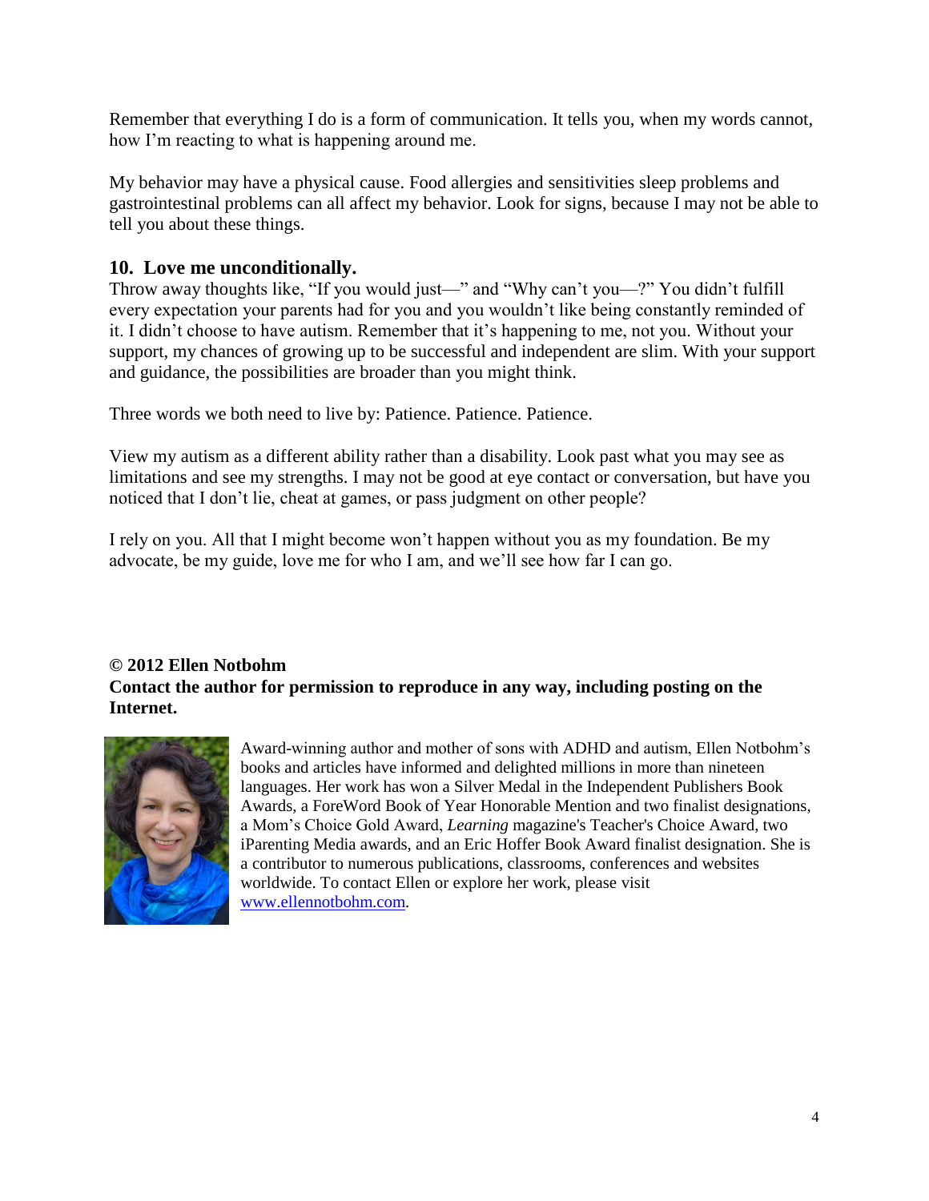Remember that everything I do is a form of communication. It tells you, when my words cannot, how I'm reacting to what is happening around me.

My behavior may have a physical cause. Food allergies and sensitivities sleep problems and gastrointestinal problems can all affect my behavior. Look for signs, because I may not be able to tell you about these things.

### 10. Love me unconditionally.

Throw away thoughts like, "If you would just—" and "Why can't you—?" You didn't fulfill every expectation your parents had for you and you wouldn't like being constantly reminded of it. I didn't choose to have autism. Remember that it's happening to me, not you. Without your support, my chances of growing up to be successful and independent are slim. With your support and guidance, the possibilities are broader than you might think.

Three words we both need to live by: Patience. Patience. Patience.

View my autism as a different ability rather than a disability. Look past what you may see as limitations and see my strengths. I may not be good at eye contact or conversation, but have you noticed that I don't lie, cheat at games, or pass judgment on other people?

I rely on you. All that I might become won't happen without you as my foundation. Be my advocate, be my guide, love me for who I am, and we'll see how far I can go.

**© 2012 Ellen Notbohm**
**Contact the author for permission to reproduce in any way, including posting on the Internet.**

Award-winning author and mother of sons with ADHD and autism, Ellen Notbohm's books and articles have informed and delighted millions in more than nineteen languages. Her work has won a Silver Medal in the Independent Publishers Book Awards, a ForeWord Book of Year Honorable Mention and two finalist designations, a Mom's Choice Gold Award, *Learning* magazine's Teacher's Choice Award, two iParenting Media awards, and an Eric Hoffer Book Award finalist designation. She is a contributor to numerous publications, classrooms, conferences and websites worldwide. To contact Ellen or explore her work, please visit www.ellennotbohm.com.